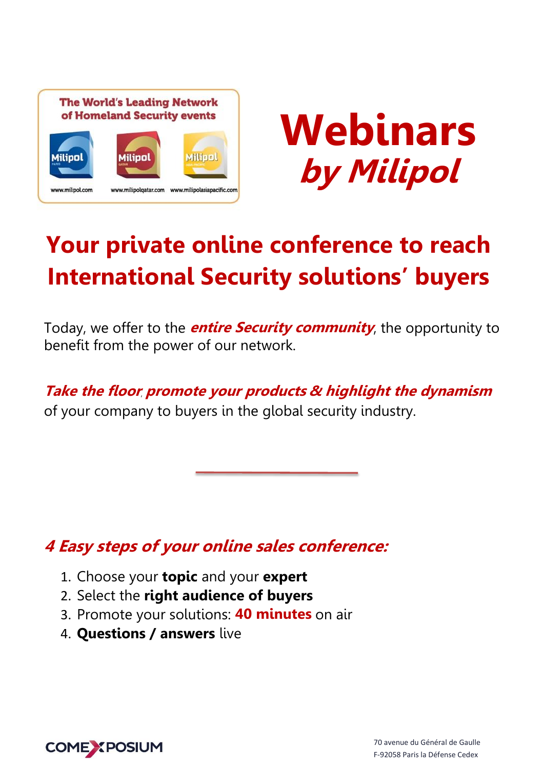The World's Leading Network of Homeland Security events

Milipol — www.milipol.com

Milipol Qatar — www.milipolqatar.com

Milipol Asia-Pacific — www.milipolasiapacific.com

# Webinars *by Milipol*

## Your private online conference to reach International Security solutions' buyers

Today, we offer to the ***entire Security community***, the opportunity to benefit from the power of our network.

***Take the floor, promote your products & highlight the dynamism*** of your company to buyers in the global security industry.

---

### *4 Easy steps of your online sales conference:*

1. Choose your **topic** and your **expert**
2. Select the **right audience of buyers**
3. Promote your solutions: **40 minutes** on air
4. **Questions / answers** live

COMEXPOSIUM

70 avenue du Général de Gaulle
F-92058 Paris la Défense Cedex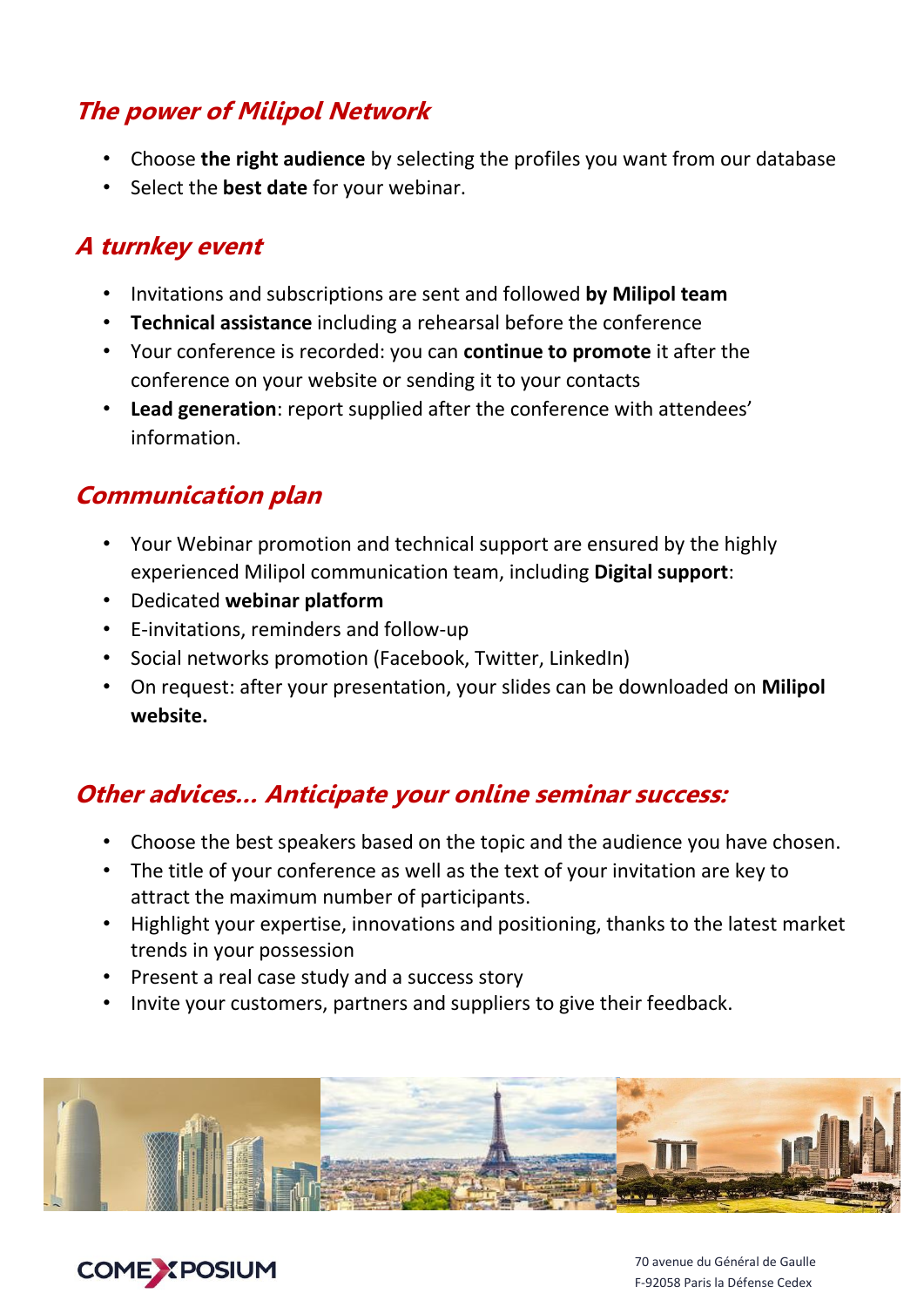## *The power of Milipol Network*

- Choose **the right audience** by selecting the profiles you want from our database
- Select the **best date** for your webinar.

## *A turnkey event*

- Invitations and subscriptions are sent and followed **by Milipol team**
- **Technical assistance** including a rehearsal before the conference
- Your conference is recorded: you can **continue to promote** it after the conference on your website or sending it to your contacts
- **Lead generation**: report supplied after the conference with attendees' information.

## *Communication plan*

- Your Webinar promotion and technical support are ensured by the highly experienced Milipol communication team, including **Digital support**:
- Dedicated **webinar platform**
- E-invitations, reminders and follow-up
- Social networks promotion (Facebook, Twitter, LinkedIn)
- On request: after your presentation, your slides can be downloaded on **Milipol website.**

## *Other advices... Anticipate your online seminar success:*

- Choose the best speakers based on the topic and the audience you have chosen.
- The title of your conference as well as the text of your invitation are key to attract the maximum number of participants.
- Highlight your expertise, innovations and positioning, thanks to the latest market trends in your possession
- Present a real case study and a success story
- Invite your customers, partners and suppliers to give their feedback.

COMEXPOSIUM

70 avenue du Général de Gaulle
F-92058 Paris la Défense Cedex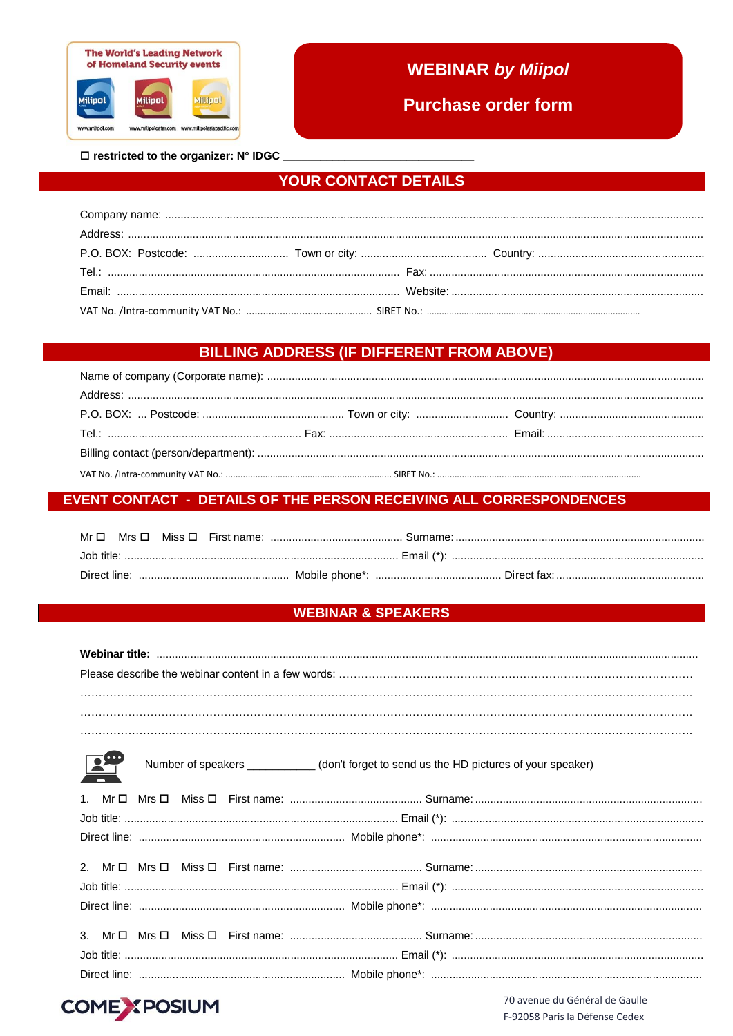The World's Leading Network of Homeland Security events

# WEBINAR *by Miipol*

# Purchase order form

☐ restricted to the organizer: N° IDGC ______________________________

## YOUR CONTACT DETAILS

Company name: ...........................................................................................................................

Address: ...........................................................................................................................

P.O. BOX: Postcode: ............................... Town or city: .......................................... Country: .......................................................

Tel.: ................................................................................................ Fax: ...........................................................................

Email: ............................................................................................ Website: ..................................................................

VAT No. /Intra-community VAT No.: ............................................... SIRET No.: ...........................................................

## BILLING ADDRESS (IF DIFFERENT FROM ABOVE)

Name of company (Corporate name): .....................................................................................................

Address: ...........................................................................................................................

P.O. BOX: ... Postcode: ............................................. Town or city: .............................. Country: ...............................................

Tel.: ............................................................... Fax: .......................................................... Email: ...................................................

Billing contact (person/department): .....................................................................................................

VAT No. /Intra-community VAT No.: ................................................................... SIRET No.: ...........................................................

## EVENT CONTACT - DETAILS OF THE PERSON RECEIVING ALL CORRESPONDENCES

Mr ☐ Mrs ☐ Miss ☐ First name: ........................................... Surname: .................................................................................

Job title: ........................................................................................ Email (*): ..................................................................................

Direct line: ................................................ Mobile phone*: ......................................... Direct fax: ................................................

## WEBINAR & SPEAKERS

**Webinar title:** .....................................................................................................................................

Please describe the webinar content in a few words: ..............................................................................

.........................................................................................................................................................

.........................................................................................................................................................

.........................................................................................................................................................

Number of speakers ___________ (don't forget to send us the HD pictures of your speaker)

1. Mr ☐ Mrs ☐ Miss ☐ First name: ........................................... Surname: ..........................................................................
Job title: ........................................................................................ Email (*): ..................................................................................
Direct line: .................................................................. Mobile phone*: .......................................................................................

2. Mr ☐ Mrs ☐ Miss ☐ First name: ........................................... Surname: ..........................................................................
Job title: ........................................................................................ Email (*): ..................................................................................
Direct line: .................................................................. Mobile phone*: .......................................................................................

3. Mr ☐ Mrs ☐ Miss ☐ First name: ........................................... Surname: ..........................................................................
Job title: ........................................................................................ Email (*): ..................................................................................
Direct line: .................................................................. Mobile phone*: .......................................................................................

COMEXPOSIUM

70 avenue du Général de Gaulle
F-92058 Paris la Défense Cedex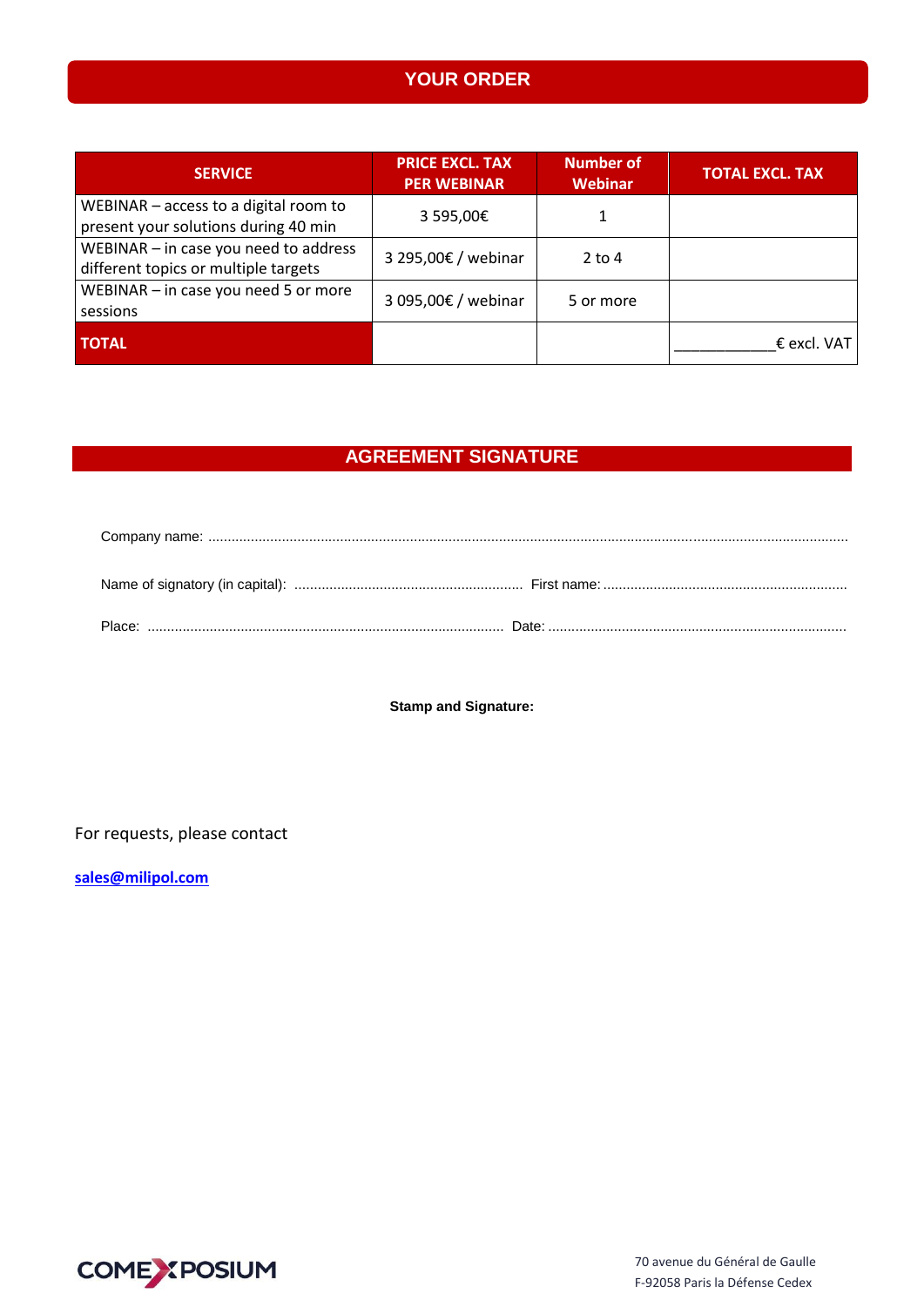## YOUR ORDER

| SERVICE | PRICE EXCL. TAX PER WEBINAR | Number of Webinar | TOTAL EXCL. TAX |
|---|---|---|---|
| WEBINAR – access to a digital room to present your solutions during 40 min | 3 595,00€ | 1 | |
| WEBINAR – in case you need to address different topics or multiple targets | 3 295,00€ / webinar | 2 to 4 | |
| WEBINAR – in case you need 5 or more sessions | 3 095,00€ / webinar | 5 or more | |
| **TOTAL** | | | ___________€ excl. VAT |

## AGREEMENT SIGNATURE

Company name: ........................................................................................................................................................

Name of signatory (in capital): ........................................................... First name: ..............................................................

Place: ............................................................................................ Date: ............................................................................

**Stamp and Signature:**

For requests, please contact

[sales@milipol.com](mailto:sales@milipol.com)

COMEXPOSIUM

70 avenue du Général de Gaulle
F-92058 Paris la Défense Cedex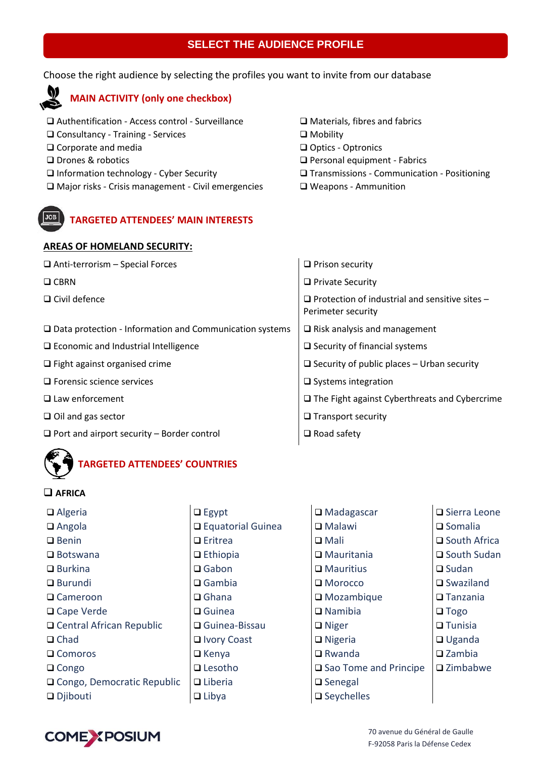## SELECT THE AUDIENCE PROFILE

Choose the right audience by selecting the profiles you want to invite from our database

### MAIN ACTIVITY (only one checkbox)

- ❑ Authentification - Access control - Surveillance
- ❑ Consultancy - Training - Services
- ❑ Corporate and media
- ❑ Drones & robotics
- ❑ Information technology - Cyber Security
- ❑ Major risks - Crisis management - Civil emergencies
- ❑ Materials, fibres and fabrics
- ❑ Mobility
- ❑ Optics - Optronics
- ❑ Personal equipment - Fabrics
- ❑ Transmissions - Communication - Positioning
- ❑ Weapons - Ammunition

### TARGETED ATTENDEES' MAIN INTERESTS

**AREAS OF HOMELAND SECURITY:**

- ❑ Anti-terrorism – Special Forces
- ❑ CBRN
- ❑ Civil defence
- ❑ Data protection - Information and Communication systems
- ❑ Economic and Industrial Intelligence
- ❑ Fight against organised crime
- ❑ Forensic science services
- ❑ Law enforcement
- ❑ Oil and gas sector
- ❑ Port and airport security – Border control
- ❑ Prison security
- ❑ Private Security
- ❑ Protection of industrial and sensitive sites – Perimeter security
- ❑ Risk analysis and management
- ❑ Security of financial systems
- ❑ Security of public places – Urban security
- ❑ Systems integration
- ❑ The Fight against Cyberthreats and Cybercrime
- ❑ Transport security
- ❑ Road safety

### TARGETED ATTENDEES' COUNTRIES

❑ **AFRICA**

- ❑ Algeria
- ❑ Angola
- ❑ Benin
- ❑ Botswana
- ❑ Burkina
- ❑ Burundi
- ❑ Cameroon
- ❑ Cape Verde
- ❑ Central African Republic
- ❑ Chad
- ❑ Comoros
- ❑ Congo
- ❑ Congo, Democratic Republic
- ❑ Djibouti
- ❑ Egypt
- ❑ Equatorial Guinea
- ❑ Eritrea
- ❑ Ethiopia
- ❑ Gabon
- ❑ Gambia
- ❑ Ghana
- ❑ Guinea
- ❑ Guinea-Bissau
- ❑ Ivory Coast
- ❑ Kenya
- ❑ Lesotho
- ❑ Liberia
- ❑ Libya
- ❑ Madagascar
- ❑ Malawi
- ❑ Mali
- ❑ Mauritania
- ❑ Mauritius
- ❑ Morocco
- ❑ Mozambique
- ❑ Namibia
- ❑ Niger
- ❑ Nigeria
- ❑ Rwanda
- ❑ Sao Tome and Principe
- ❑ Senegal
- ❑ Seychelles
- ❑ Sierra Leone
- ❑ Somalia
- ❑ South Africa
- ❑ South Sudan
- ❑ Sudan
- ❑ Swaziland
- ❑ Tanzania
- ❑ Togo
- ❑ Tunisia
- ❑ Uganda
- ❑ Zambia
- ❑ Zimbabwe

COMEXPOSIUM

70 avenue du Général de Gaulle
F-92058 Paris la Défense Cedex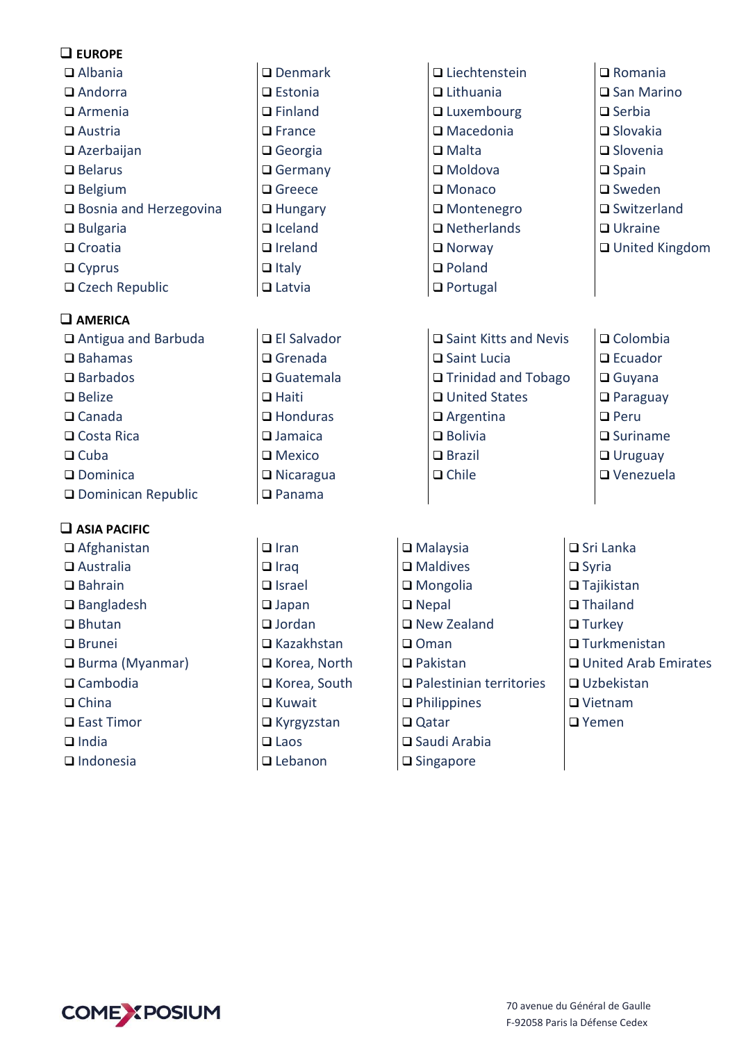- ❑ **EUROPE**
  - ❑ Albania
  - ❑ Andorra
  - ❑ Armenia
  - ❑ Austria
  - ❑ Azerbaijan
  - ❑ Belarus
  - ❑ Belgium
  - ❑ Bosnia and Herzegovina
  - ❑ Bulgaria
  - ❑ Croatia
  - ❑ Cyprus
  - ❑ Czech Republic
  - ❑ Denmark
  - ❑ Estonia
  - ❑ Finland
  - ❑ France
  - ❑ Georgia
  - ❑ Germany
  - ❑ Greece
  - ❑ Hungary
  - ❑ Iceland
  - ❑ Ireland
  - ❑ Italy
  - ❑ Latvia
  - ❑ Liechtenstein
  - ❑ Lithuania
  - ❑ Luxembourg
  - ❑ Macedonia
  - ❑ Malta
  - ❑ Moldova
  - ❑ Monaco
  - ❑ Montenegro
  - ❑ Netherlands
  - ❑ Norway
  - ❑ Poland
  - ❑ Portugal
  - ❑ Romania
  - ❑ San Marino
  - ❑ Serbia
  - ❑ Slovakia
  - ❑ Slovenia
  - ❑ Spain
  - ❑ Sweden
  - ❑ Switzerland
  - ❑ Ukraine
  - ❑ United Kingdom

- ❑ **AMERICA**
  - ❑ Antigua and Barbuda
  - ❑ Bahamas
  - ❑ Barbados
  - ❑ Belize
  - ❑ Canada
  - ❑ Costa Rica
  - ❑ Cuba
  - ❑ Dominica
  - ❑ Dominican Republic
  - ❑ El Salvador
  - ❑ Grenada
  - ❑ Guatemala
  - ❑ Haiti
  - ❑ Honduras
  - ❑ Jamaica
  - ❑ Mexico
  - ❑ Nicaragua
  - ❑ Panama
  - ❑ Saint Kitts and Nevis
  - ❑ Saint Lucia
  - ❑ Trinidad and Tobago
  - ❑ United States
  - ❑ Argentina
  - ❑ Bolivia
  - ❑ Brazil
  - ❑ Chile
  - ❑ Colombia
  - ❑ Ecuador
  - ❑ Guyana
  - ❑ Paraguay
  - ❑ Peru
  - ❑ Suriname
  - ❑ Uruguay
  - ❑ Venezuela

- ❑ **ASIA PACIFIC**
  - ❑ Afghanistan
  - ❑ Australia
  - ❑ Bahrain
  - ❑ Bangladesh
  - ❑ Bhutan
  - ❑ Brunei
  - ❑ Burma (Myanmar)
  - ❑ Cambodia
  - ❑ China
  - ❑ East Timor
  - ❑ India
  - ❑ Indonesia
  - ❑ Iran
  - ❑ Iraq
  - ❑ Israel
  - ❑ Japan
  - ❑ Jordan
  - ❑ Kazakhstan
  - ❑ Korea, North
  - ❑ Korea, South
  - ❑ Kuwait
  - ❑ Kyrgyzstan
  - ❑ Laos
  - ❑ Lebanon
  - ❑ Malaysia
  - ❑ Maldives
  - ❑ Mongolia
  - ❑ Nepal
  - ❑ New Zealand
  - ❑ Oman
  - ❑ Pakistan
  - ❑ Palestinian territories
  - ❑ Philippines
  - ❑ Qatar
  - ❑ Saudi Arabia
  - ❑ Singapore
  - ❑ Sri Lanka
  - ❑ Syria
  - ❑ Tajikistan
  - ❑ Thailand
  - ❑ Turkey
  - ❑ Turkmenistan
  - ❑ United Arab Emirates
  - ❑ Uzbekistan
  - ❑ Vietnam
  - ❑ Yemen

COMEXPOSIUM

70 avenue du Général de Gaulle
F-92058 Paris la Défense Cedex